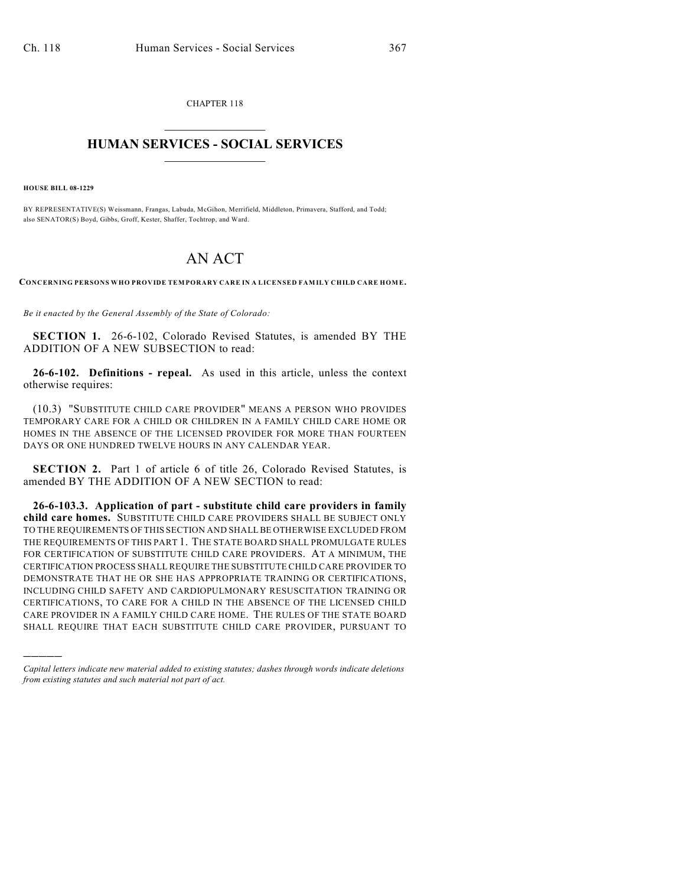CHAPTER 118

# HUMAN SERVICES - SOCIAL SERVICES

**HOUSE BILL 08-1229**

BY REPRESENTATIVE(S) Weissmann, Frangas, Labuda, McGihon, Merrifield, Middleton, Primavera, Stafford, and Todd; also SENATOR(S) Boyd, Gibbs, Groff, Kester, Shaffer, Tochtrop, and Ward.

# AN ACT

**CONCERNING PERSONS WHO PROVIDE TEMPORARY CARE IN A LICENSED FAMILY CHILD CARE HOME.**

*Be it enacted by the General Assembly of the State of Colorado:*

**SECTION 1.** 26-6-102, Colorado Revised Statutes, is amended BY THE ADDITION OF A NEW SUBSECTION to read:

**26-6-102. Definitions - repeal.** As used in this article, unless the context otherwise requires:

(10.3) "SUBSTITUTE CHILD CARE PROVIDER" MEANS A PERSON WHO PROVIDES TEMPORARY CARE FOR A CHILD OR CHILDREN IN A FAMILY CHILD CARE HOME OR HOMES IN THE ABSENCE OF THE LICENSED PROVIDER FOR MORE THAN FOURTEEN DAYS OR ONE HUNDRED TWELVE HOURS IN ANY CALENDAR YEAR.

**SECTION 2.** Part 1 of article 6 of title 26, Colorado Revised Statutes, is amended BY THE ADDITION OF A NEW SECTION to read:

**26-6-103.3. Application of part - substitute child care providers in family child care homes.** SUBSTITUTE CHILD CARE PROVIDERS SHALL BE SUBJECT ONLY TO THE REQUIREMENTS OF THIS SECTION AND SHALL BE OTHERWISE EXCLUDED FROM THE REQUIREMENTS OF THIS PART 1. THE STATE BOARD SHALL PROMULGATE RULES FOR CERTIFICATION OF SUBSTITUTE CHILD CARE PROVIDERS. AT A MINIMUM, THE CERTIFICATION PROCESS SHALL REQUIRE THE SUBSTITUTE CHILD CARE PROVIDER TO DEMONSTRATE THAT HE OR SHE HAS APPROPRIATE TRAINING OR CERTIFICATIONS, INCLUDING CHILD SAFETY AND CARDIOPULMONARY RESUSCITATION TRAINING OR CERTIFICATIONS, TO CARE FOR A CHILD IN THE ABSENCE OF THE LICENSED CHILD CARE PROVIDER IN A FAMILY CHILD CARE HOME. THE RULES OF THE STATE BOARD SHALL REQUIRE THAT EACH SUBSTITUTE CHILD CARE PROVIDER, PURSUANT TO

---

*Capital letters indicate new material added to existing statutes; dashes through words indicate deletions from existing statutes and such material not part of act.*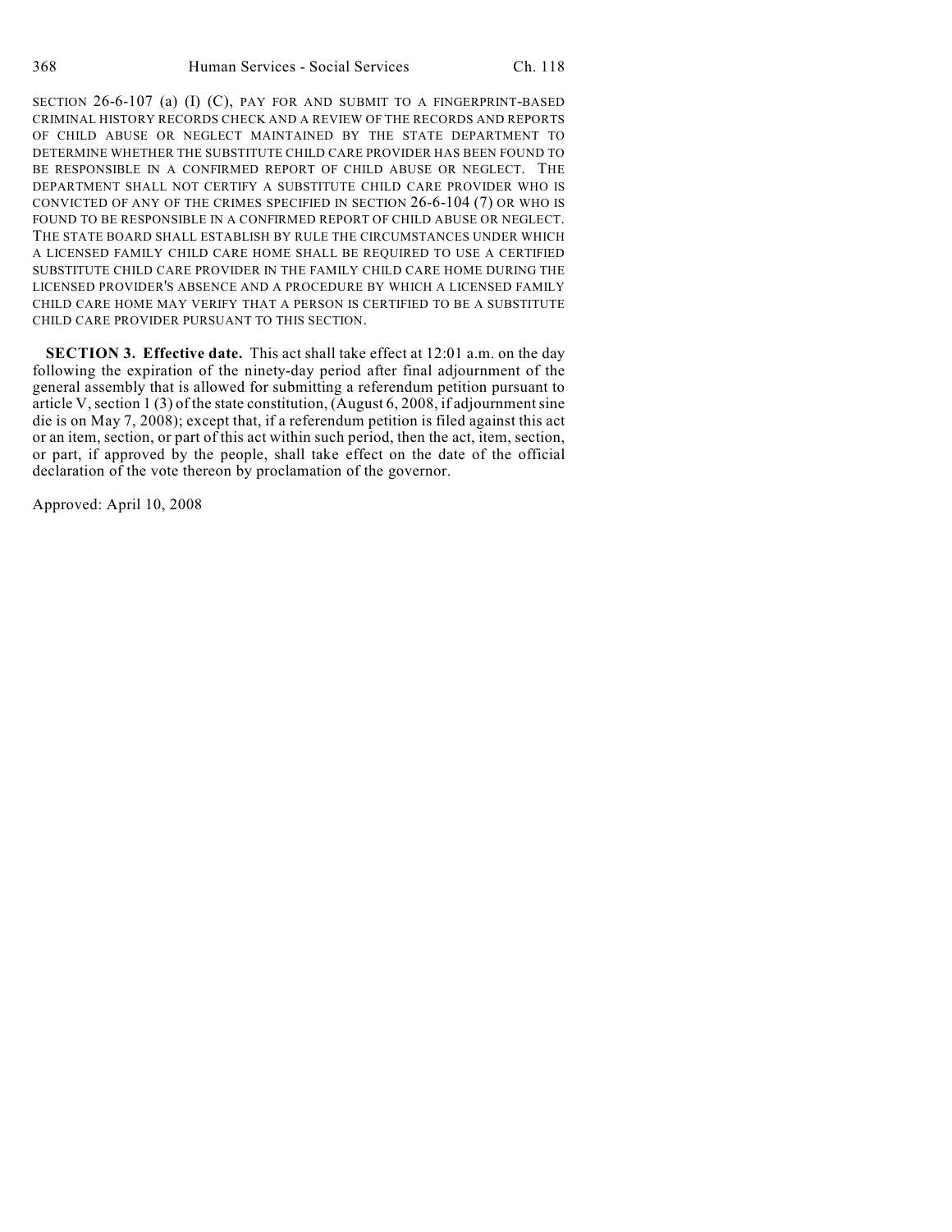SECTION 26-6-107 (a) (I) (C), PAY FOR AND SUBMIT TO A FINGERPRINT-BASED CRIMINAL HISTORY RECORDS CHECK AND A REVIEW OF THE RECORDS AND REPORTS OF CHILD ABUSE OR NEGLECT MAINTAINED BY THE STATE DEPARTMENT TO DETERMINE WHETHER THE SUBSTITUTE CHILD CARE PROVIDER HAS BEEN FOUND TO BE RESPONSIBLE IN A CONFIRMED REPORT OF CHILD ABUSE OR NEGLECT. THE DEPARTMENT SHALL NOT CERTIFY A SUBSTITUTE CHILD CARE PROVIDER WHO IS CONVICTED OF ANY OF THE CRIMES SPECIFIED IN SECTION 26-6-104 (7) OR WHO IS FOUND TO BE RESPONSIBLE IN A CONFIRMED REPORT OF CHILD ABUSE OR NEGLECT. THE STATE BOARD SHALL ESTABLISH BY RULE THE CIRCUMSTANCES UNDER WHICH A LICENSED FAMILY CHILD CARE HOME SHALL BE REQUIRED TO USE A CERTIFIED SUBSTITUTE CHILD CARE PROVIDER IN THE FAMILY CHILD CARE HOME DURING THE LICENSED PROVIDER'S ABSENCE AND A PROCEDURE BY WHICH A LICENSED FAMILY CHILD CARE HOME MAY VERIFY THAT A PERSON IS CERTIFIED TO BE A SUBSTITUTE CHILD CARE PROVIDER PURSUANT TO THIS SECTION.

**SECTION 3. Effective date.** This act shall take effect at 12:01 a.m. on the day following the expiration of the ninety-day period after final adjournment of the general assembly that is allowed for submitting a referendum petition pursuant to article V, section 1 (3) of the state constitution, (August 6, 2008, if adjournment sine die is on May 7, 2008); except that, if a referendum petition is filed against this act or an item, section, or part of this act within such period, then the act, item, section, or part, if approved by the people, shall take effect on the date of the official declaration of the vote thereon by proclamation of the governor.

Approved: April 10, 2008